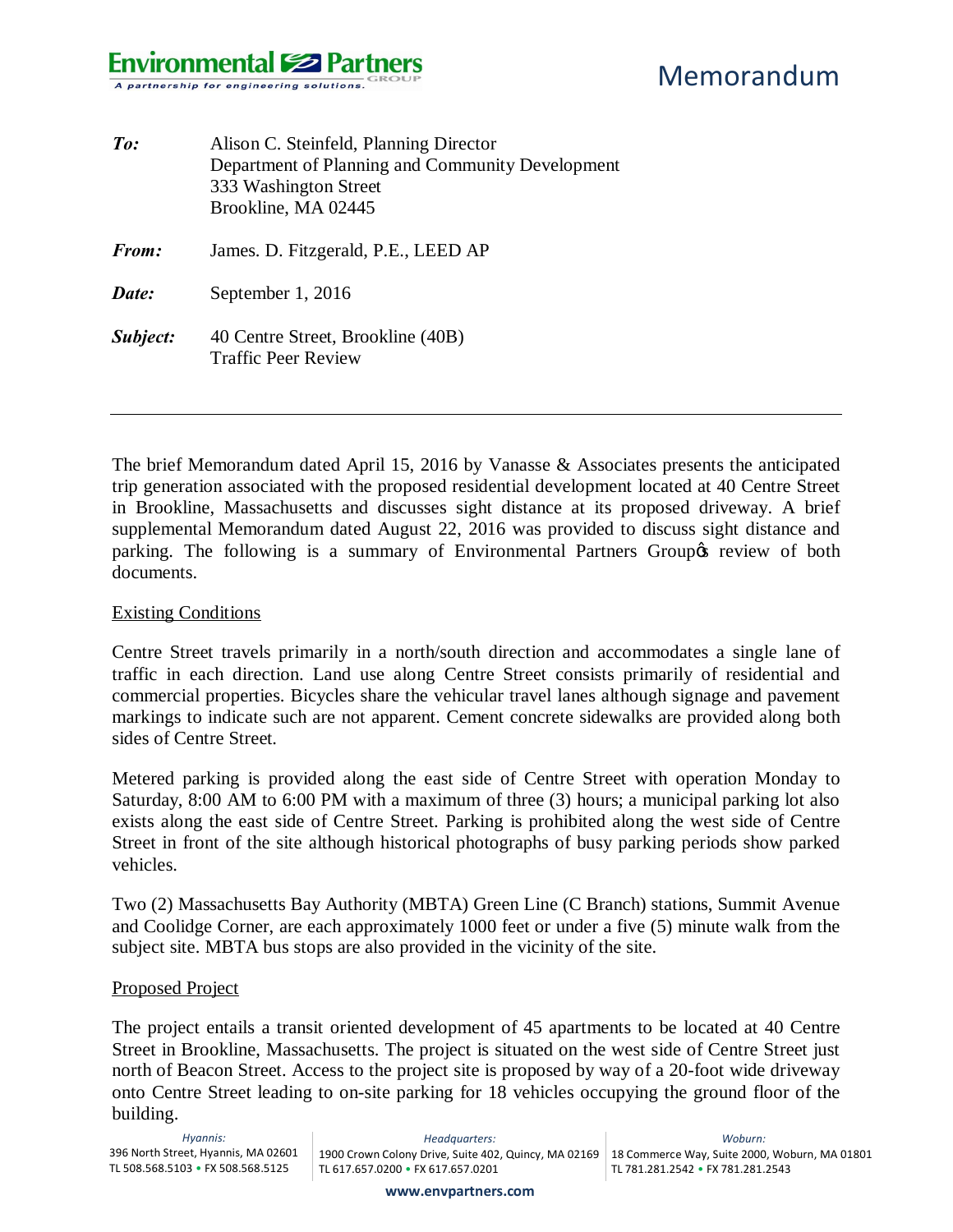# Memorandum

***To:*** Alison C. Steinfeld, Planning Director
Department of Planning and Community Development
333 Washington Street
Brookline, MA 02445

***From:*** James. D. Fitzgerald, P.E., LEED AP

***Date:*** September 1, 2016

***Subject:*** 40 Centre Street, Brookline (40B)
Traffic Peer Review

---

The brief Memorandum dated April 15, 2016 by Vanasse & Associates presents the anticipated trip generation associated with the proposed residential development located at 40 Centre Street in Brookline, Massachusetts and discusses sight distance at its proposed driveway. A brief supplemental Memorandum dated August 22, 2016 was provided to discuss sight distance and parking. The following is a summary of Environmental Partners Group's review of both documents.

## Existing Conditions

Centre Street travels primarily in a north/south direction and accommodates a single lane of traffic in each direction. Land use along Centre Street consists primarily of residential and commercial properties. Bicycles share the vehicular travel lanes although signage and pavement markings to indicate such are not apparent. Cement concrete sidewalks are provided along both sides of Centre Street.

Metered parking is provided along the east side of Centre Street with operation Monday to Saturday, 8:00 AM to 6:00 PM with a maximum of three (3) hours; a municipal parking lot also exists along the east side of Centre Street. Parking is prohibited along the west side of Centre Street in front of the site although historical photographs of busy parking periods show parked vehicles.

Two (2) Massachusetts Bay Authority (MBTA) Green Line (C Branch) stations, Summit Avenue and Coolidge Corner, are each approximately 1000 feet or under a five (5) minute walk from the subject site. MBTA bus stops are also provided in the vicinity of the site.

## Proposed Project

The project entails a transit oriented development of 45 apartments to be located at 40 Centre Street in Brookline, Massachusetts. The project is situated on the west side of Centre Street just north of Beacon Street. Access to the project site is proposed by way of a 20-foot wide driveway onto Centre Street leading to on-site parking for 18 vehicles occupying the ground floor of the building.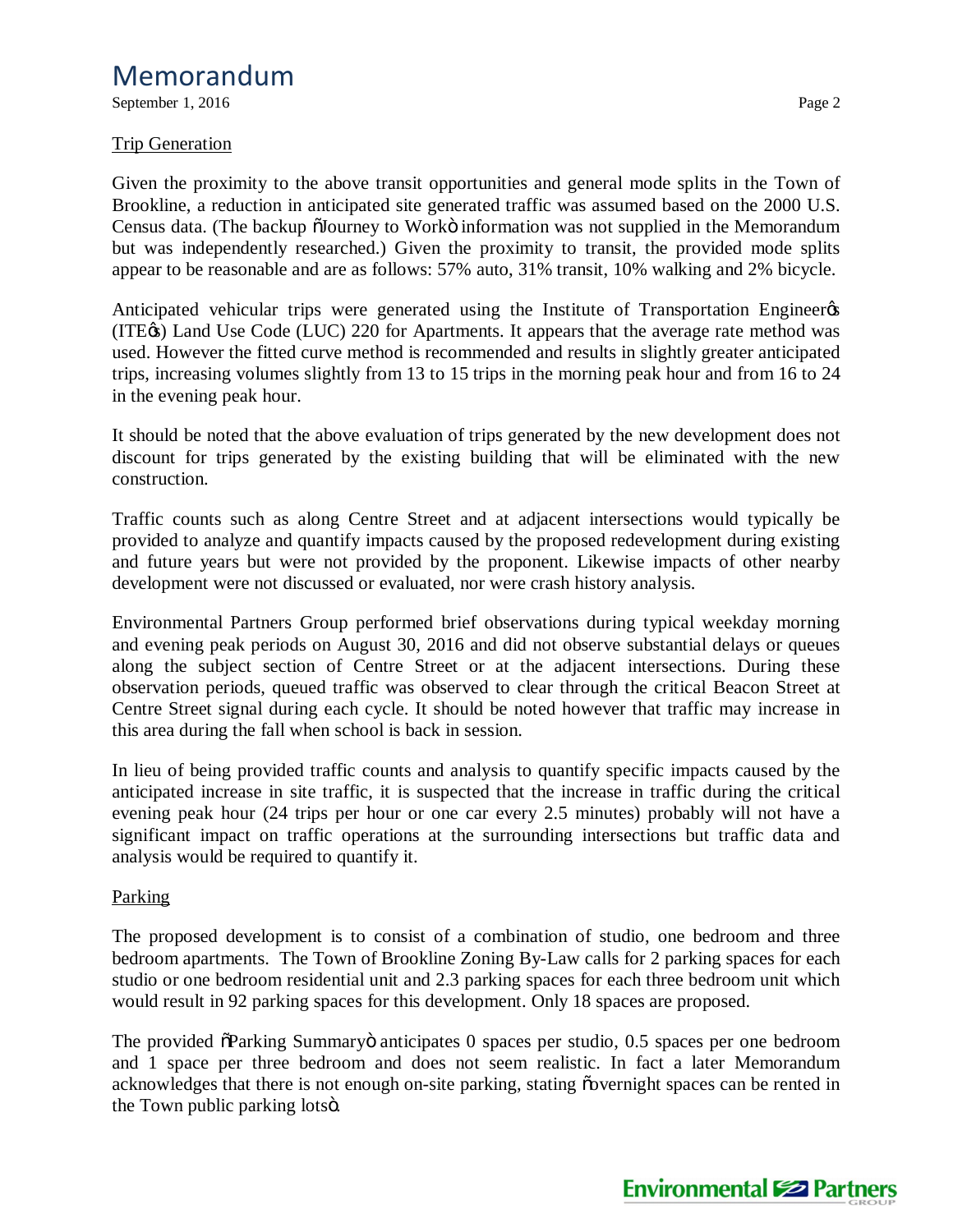## Trip Generation

Given the proximity to the above transit opportunities and general mode splits in the Town of Brookline, a reduction in anticipated site generated traffic was assumed based on the 2000 U.S. Census data. (The backup "Journey to Work" information was not supplied in the Memorandum but was independently researched.) Given the proximity to transit, the provided mode splits appear to be reasonable and are as follows: 57% auto, 31% transit, 10% walking and 2% bicycle.

Anticipated vehicular trips were generated using the Institute of Transportation Engineer's (ITE's) Land Use Code (LUC) 220 for Apartments. It appears that the average rate method was used. However the fitted curve method is recommended and results in slightly greater anticipated trips, increasing volumes slightly from 13 to 15 trips in the morning peak hour and from 16 to 24 in the evening peak hour.

It should be noted that the above evaluation of trips generated by the new development does not discount for trips generated by the existing building that will be eliminated with the new construction.

Traffic counts such as along Centre Street and at adjacent intersections would typically be provided to analyze and quantify impacts caused by the proposed redevelopment during existing and future years but were not provided by the proponent. Likewise impacts of other nearby development were not discussed or evaluated, nor were crash history analysis.

Environmental Partners Group performed brief observations during typical weekday morning and evening peak periods on August 30, 2016 and did not observe substantial delays or queues along the subject section of Centre Street or at the adjacent intersections. During these observation periods, queued traffic was observed to clear through the critical Beacon Street at Centre Street signal during each cycle. It should be noted however that traffic may increase in this area during the fall when school is back in session.

In lieu of being provided traffic counts and analysis to quantify specific impacts caused by the anticipated increase in site traffic, it is suspected that the increase in traffic during the critical evening peak hour (24 trips per hour or one car every 2.5 minutes) probably will not have a significant impact on traffic operations at the surrounding intersections but traffic data and analysis would be required to quantify it.

## Parking

The proposed development is to consist of a combination of studio, one bedroom and three bedroom apartments. The Town of Brookline Zoning By-Law calls for 2 parking spaces for each studio or one bedroom residential unit and 2.3 parking spaces for each three bedroom unit which would result in 92 parking spaces for this development. Only 18 spaces are proposed.

The provided "Parking Summary" anticipates 0 spaces per studio, 0.5 spaces per one bedroom and 1 space per three bedroom and does not seem realistic. In fact a later Memorandum acknowledges that there is not enough on-site parking, stating "overnight spaces can be rented in the Town public parking lots".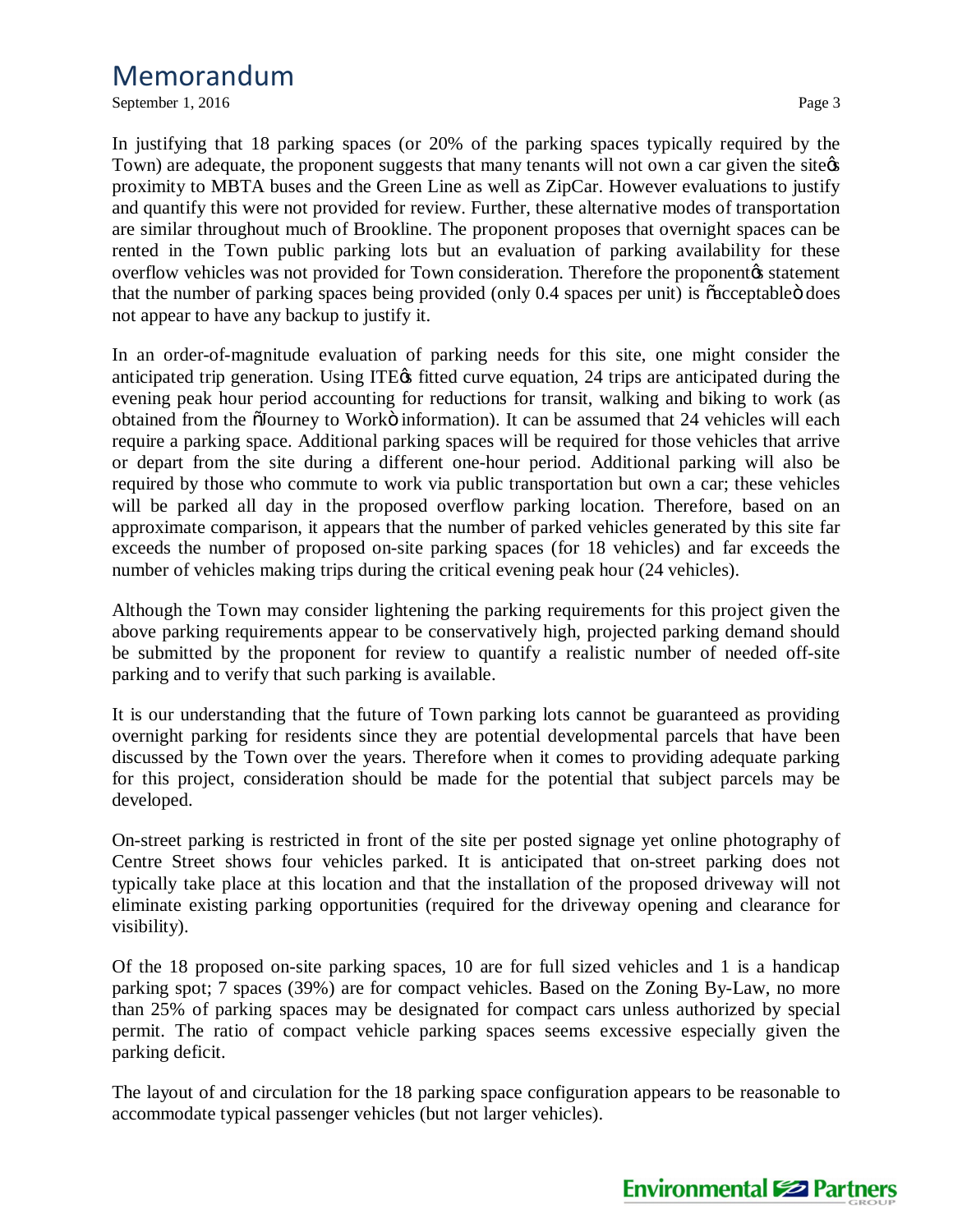In justifying that 18 parking spaces (or 20% of the parking spaces typically required by the Town) are adequate, the proponent suggests that many tenants will not own a car given the site's proximity to MBTA buses and the Green Line as well as ZipCar. However evaluations to justify and quantify this were not provided for review. Further, these alternative modes of transportation are similar throughout much of Brookline. The proponent proposes that overnight spaces can be rented in the Town public parking lots but an evaluation of parking availability for these overflow vehicles was not provided for Town consideration. Therefore the proponent's statement that the number of parking spaces being provided (only 0.4 spaces per unit) is "acceptable" does not appear to have any backup to justify it.

In an order-of-magnitude evaluation of parking needs for this site, one might consider the anticipated trip generation. Using ITE's fitted curve equation, 24 trips are anticipated during the evening peak hour period accounting for reductions for transit, walking and biking to work (as obtained from the "Journey to Work" information). It can be assumed that 24 vehicles will each require a parking space. Additional parking spaces will be required for those vehicles that arrive or depart from the site during a different one-hour period. Additional parking will also be required by those who commute to work via public transportation but own a car; these vehicles will be parked all day in the proposed overflow parking location. Therefore, based on an approximate comparison, it appears that the number of parked vehicles generated by this site far exceeds the number of proposed on-site parking spaces (for 18 vehicles) and far exceeds the number of vehicles making trips during the critical evening peak hour (24 vehicles).

Although the Town may consider lightening the parking requirements for this project given the above parking requirements appear to be conservatively high, projected parking demand should be submitted by the proponent for review to quantify a realistic number of needed off-site parking and to verify that such parking is available.

It is our understanding that the future of Town parking lots cannot be guaranteed as providing overnight parking for residents since they are potential developmental parcels that have been discussed by the Town over the years. Therefore when it comes to providing adequate parking for this project, consideration should be made for the potential that subject parcels may be developed.

On-street parking is restricted in front of the site per posted signage yet online photography of Centre Street shows four vehicles parked. It is anticipated that on-street parking does not typically take place at this location and that the installation of the proposed driveway will not eliminate existing parking opportunities (required for the driveway opening and clearance for visibility).

Of the 18 proposed on-site parking spaces, 10 are for full sized vehicles and 1 is a handicap parking spot; 7 spaces (39%) are for compact vehicles. Based on the Zoning By-Law, no more than 25% of parking spaces may be designated for compact cars unless authorized by special permit. The ratio of compact vehicle parking spaces seems excessive especially given the parking deficit.

The layout of and circulation for the 18 parking space configuration appears to be reasonable to accommodate typical passenger vehicles (but not larger vehicles).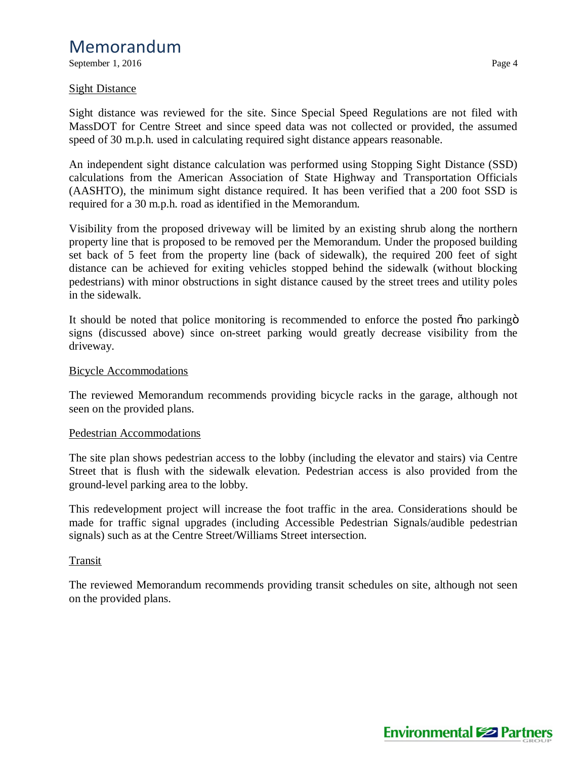## Sight Distance

Sight distance was reviewed for the site. Since Special Speed Regulations are not filed with MassDOT for Centre Street and since speed data was not collected or provided, the assumed speed of 30 m.p.h. used in calculating required sight distance appears reasonable.

An independent sight distance calculation was performed using Stopping Sight Distance (SSD) calculations from the American Association of State Highway and Transportation Officials (AASHTO), the minimum sight distance required. It has been verified that a 200 foot SSD is required for a 30 m.p.h. road as identified in the Memorandum.

Visibility from the proposed driveway will be limited by an existing shrub along the northern property line that is proposed to be removed per the Memorandum. Under the proposed building set back of 5 feet from the property line (back of sidewalk), the required 200 feet of sight distance can be achieved for exiting vehicles stopped behind the sidewalk (without blocking pedestrians) with minor obstructions in sight distance caused by the street trees and utility poles in the sidewalk.

It should be noted that police monitoring is recommended to enforce the posted "no parking" signs (discussed above) since on-street parking would greatly decrease visibility from the driveway.

## Bicycle Accommodations

The reviewed Memorandum recommends providing bicycle racks in the garage, although not seen on the provided plans.

## Pedestrian Accommodations

The site plan shows pedestrian access to the lobby (including the elevator and stairs) via Centre Street that is flush with the sidewalk elevation. Pedestrian access is also provided from the ground-level parking area to the lobby.

This redevelopment project will increase the foot traffic in the area. Considerations should be made for traffic signal upgrades (including Accessible Pedestrian Signals/audible pedestrian signals) such as at the Centre Street/Williams Street intersection.

## Transit

The reviewed Memorandum recommends providing transit schedules on site, although not seen on the provided plans.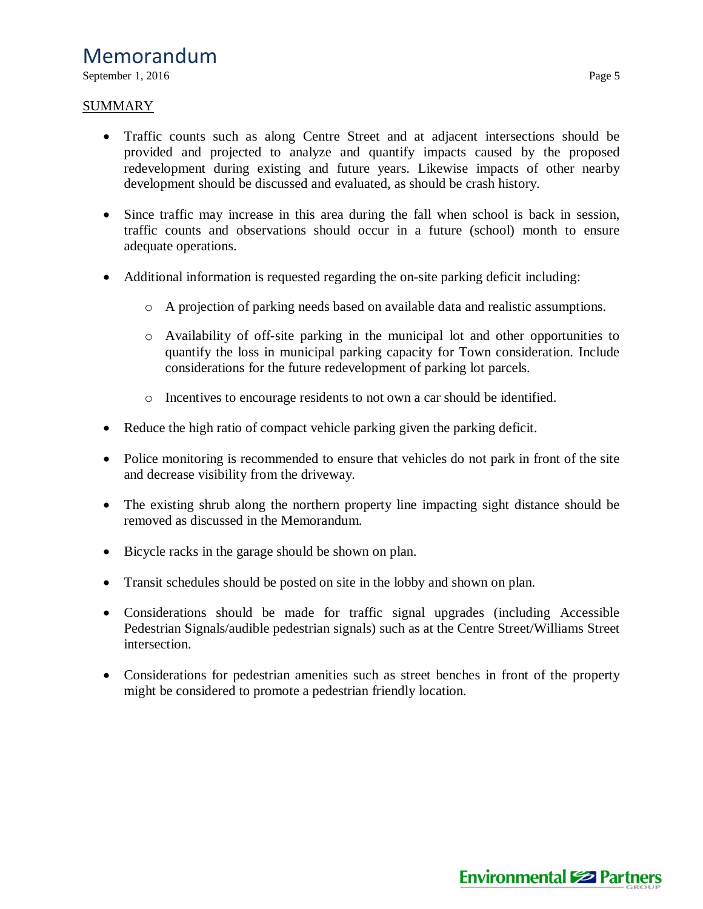## SUMMARY

- Traffic counts such as along Centre Street and at adjacent intersections should be provided and projected to analyze and quantify impacts caused by the proposed redevelopment during existing and future years. Likewise impacts of other nearby development should be discussed and evaluated, as should be crash history.

- Since traffic may increase in this area during the fall when school is back in session, traffic counts and observations should occur in a future (school) month to ensure adequate operations.

- Additional information is requested regarding the on-site parking deficit including:

  - A projection of parking needs based on available data and realistic assumptions.

  - Availability of off-site parking in the municipal lot and other opportunities to quantify the loss in municipal parking capacity for Town consideration. Include considerations for the future redevelopment of parking lot parcels.

  - Incentives to encourage residents to not own a car should be identified.

- Reduce the high ratio of compact vehicle parking given the parking deficit.

- Police monitoring is recommended to ensure that vehicles do not park in front of the site and decrease visibility from the driveway.

- The existing shrub along the northern property line impacting sight distance should be removed as discussed in the Memorandum.

- Bicycle racks in the garage should be shown on plan.

- Transit schedules should be posted on site in the lobby and shown on plan.

- Considerations should be made for traffic signal upgrades (including Accessible Pedestrian Signals/audible pedestrian signals) such as at the Centre Street/Williams Street intersection.

- Considerations for pedestrian amenities such as street benches in front of the property might be considered to promote a pedestrian friendly location.